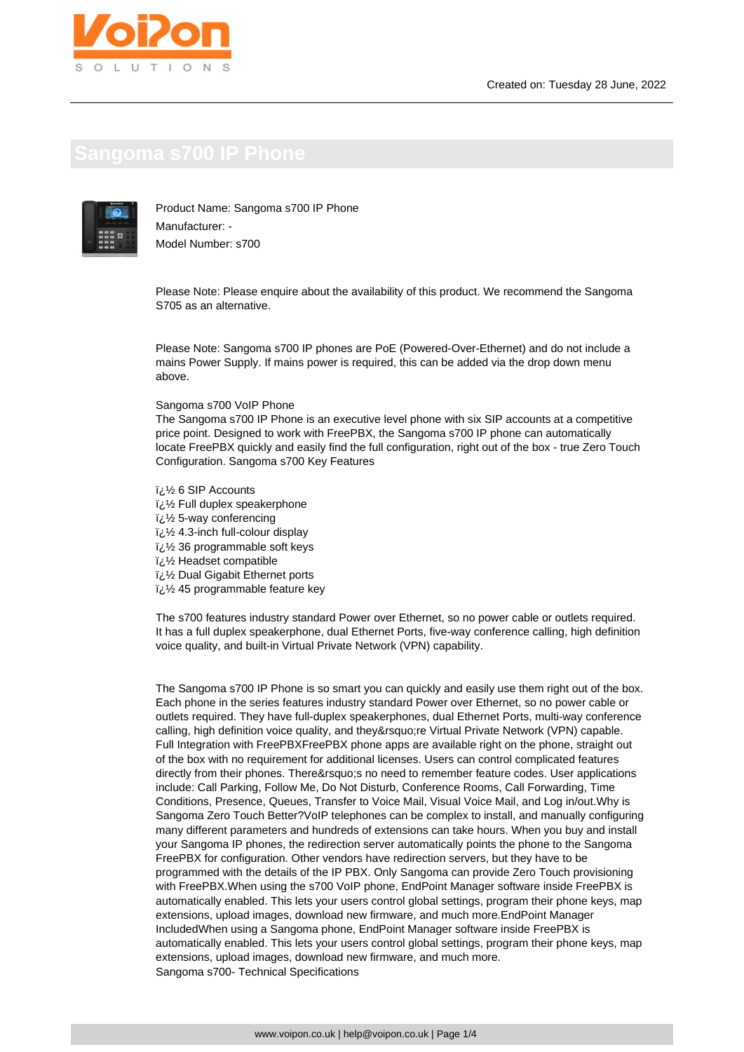Created on: Tuesday 28 June, 2022

# Sangoma s700 IP Phone

Product Name: Sangoma s700 IP Phone
Manufacturer: -
Model Number: s700

Please Note: Please enquire about the availability of this product. We recommend the Sangoma S705 as an alternative.

Please Note: Sangoma s700 IP phones are PoE (Powered-Over-Ethernet) and do not include a mains Power Supply. If mains power is required, this can be added via the drop down menu above.

Sangoma s700 VoIP Phone
The Sangoma s700 IP Phone is an executive level phone with six SIP accounts at a competitive price point. Designed to work with FreePBX, the Sangoma s700 IP phone can automatically locate FreePBX quickly and easily find the full configuration, right out of the box - true Zero Touch Configuration. Sangoma s700 Key Features

ï¿½ 6 SIP Accounts
ï¿½ Full duplex speakerphone
ï¿½ 5-way conferencing
ï¿½ 4.3-inch full-colour display
ï¿½ 36 programmable soft keys
ï¿½ Headset compatible
ï¿½ Dual Gigabit Ethernet ports
ï¿½ 45 programmable feature key

The s700 features industry standard Power over Ethernet, so no power cable or outlets required. It has a full duplex speakerphone, dual Ethernet Ports, five-way conference calling, high definition voice quality, and built-in Virtual Private Network (VPN) capability.

The Sangoma s700 IP Phone is so smart you can quickly and easily use them right out of the box. Each phone in the series features industry standard Power over Ethernet, so no power cable or outlets required. They have full-duplex speakerphones, dual Ethernet Ports, multi-way conference calling, high definition voice quality, and they&rsquo;re Virtual Private Network (VPN) capable. Full Integration with FreePBXFreePBX phone apps are available right on the phone, straight out of the box with no requirement for additional licenses. Users can control complicated features directly from their phones. There&rsquo;s no need to remember feature codes. User applications include: Call Parking, Follow Me, Do Not Disturb, Conference Rooms, Call Forwarding, Time Conditions, Presence, Queues, Transfer to Voice Mail, Visual Voice Mail, and Log in/out.Why is Sangoma Zero Touch Better?VoIP telephones can be complex to install, and manually configuring many different parameters and hundreds of extensions can take hours. When you buy and install your Sangoma IP phones, the redirection server automatically points the phone to the Sangoma FreePBX for configuration. Other vendors have redirection servers, but they have to be programmed with the details of the IP PBX. Only Sangoma can provide Zero Touch provisioning with FreePBX.When using the s700 VoIP phone, EndPoint Manager software inside FreePBX is automatically enabled. This lets your users control global settings, program their phone keys, map extensions, upload images, download new firmware, and much more.EndPoint Manager IncludedWhen using a Sangoma phone, EndPoint Manager software inside FreePBX is automatically enabled. This lets your users control global settings, program their phone keys, map extensions, upload images, download new firmware, and much more.
Sangoma s700- Technical Specifications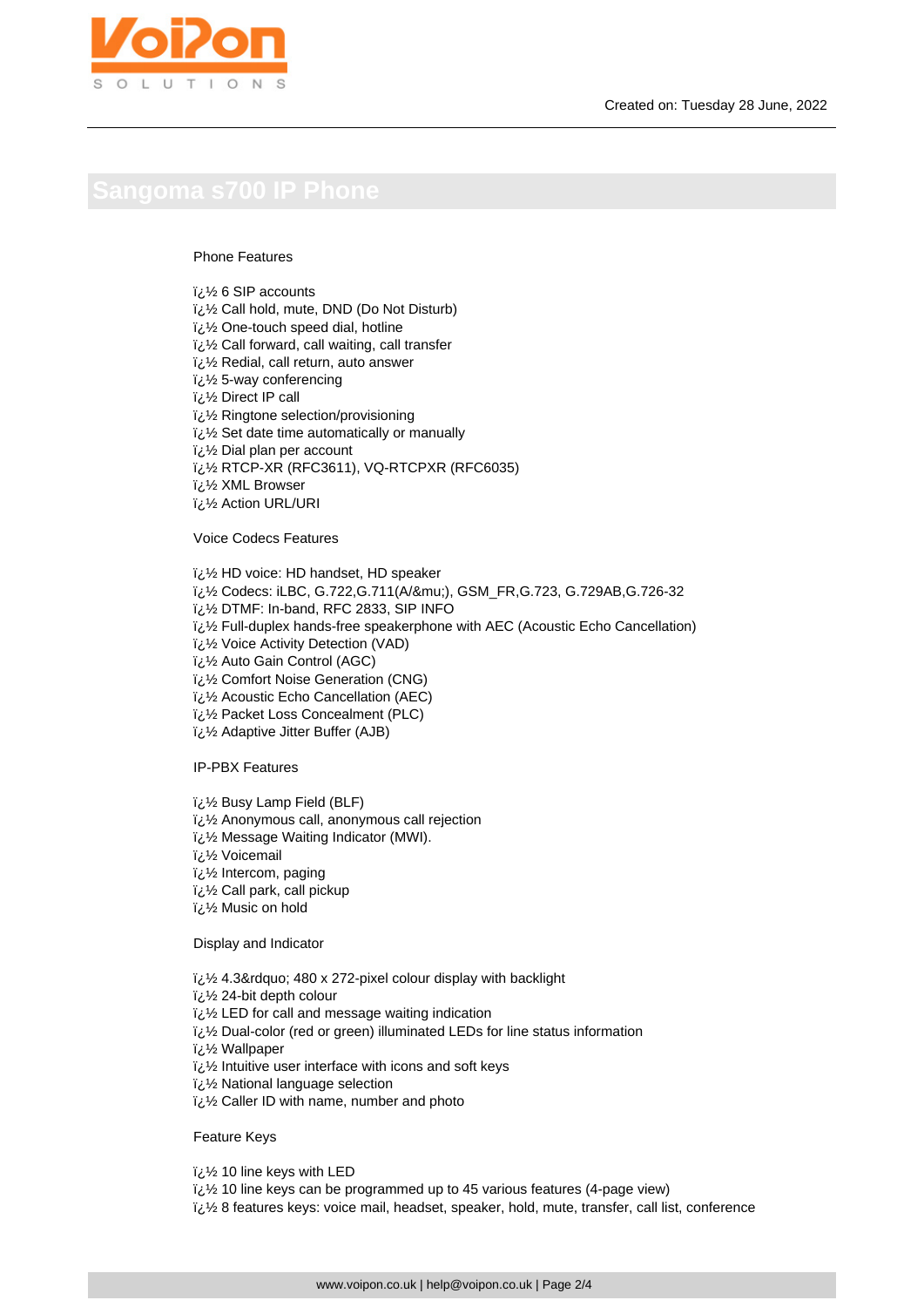# Sangoma s700 IP Phone

Phone Features

ï¿½ 6 SIP accounts
ï¿½ Call hold, mute, DND (Do Not Disturb)
ï¿½ One-touch speed dial, hotline
ï¿½ Call forward, call waiting, call transfer
ï¿½ Redial, call return, auto answer
ï¿½ 5-way conferencing
ï¿½ Direct IP call
ï¿½ Ringtone selection/provisioning
ï¿½ Set date time automatically or manually
ï¿½ Dial plan per account
ï¿½ RTCP-XR (RFC3611), VQ-RTCPXR (RFC6035)
ï¿½ XML Browser
ï¿½ Action URL/URI

Voice Codecs Features

ï¿½ HD voice: HD handset, HD speaker
ï¿½ Codecs: iLBC, G.722,G.711(A/&mu;), GSM_FR,G.723, G.729AB,G.726-32
ï¿½ DTMF: In-band, RFC 2833, SIP INFO
ï¿½ Full-duplex hands-free speakerphone with AEC (Acoustic Echo Cancellation)
ï¿½ Voice Activity Detection (VAD)
ï¿½ Auto Gain Control (AGC)
ï¿½ Comfort Noise Generation (CNG)
ï¿½ Acoustic Echo Cancellation (AEC)
ï¿½ Packet Loss Concealment (PLC)
ï¿½ Adaptive Jitter Buffer (AJB)

IP-PBX Features

ï¿½ Busy Lamp Field (BLF)
ï¿½ Anonymous call, anonymous call rejection
ï¿½ Message Waiting Indicator (MWI).
ï¿½ Voicemail
ï¿½ Intercom, paging
ï¿½ Call park, call pickup
ï¿½ Music on hold

Display and Indicator

ï¿½ 4.3&rdquo; 480 x 272-pixel colour display with backlight
ï¿½ 24-bit depth colour
ï¿½ LED for call and message waiting indication
ï¿½ Dual-color (red or green) illuminated LEDs for line status information
ï¿½ Wallpaper
ï¿½ Intuitive user interface with icons and soft keys
ï¿½ National language selection
ï¿½ Caller ID with name, number and photo

Feature Keys

ï¿½ 10 line keys with LED
ï¿½ 10 line keys can be programmed up to 45 various features (4-page view)
ï¿½ 8 features keys: voice mail, headset, speaker, hold, mute, transfer, call list, conference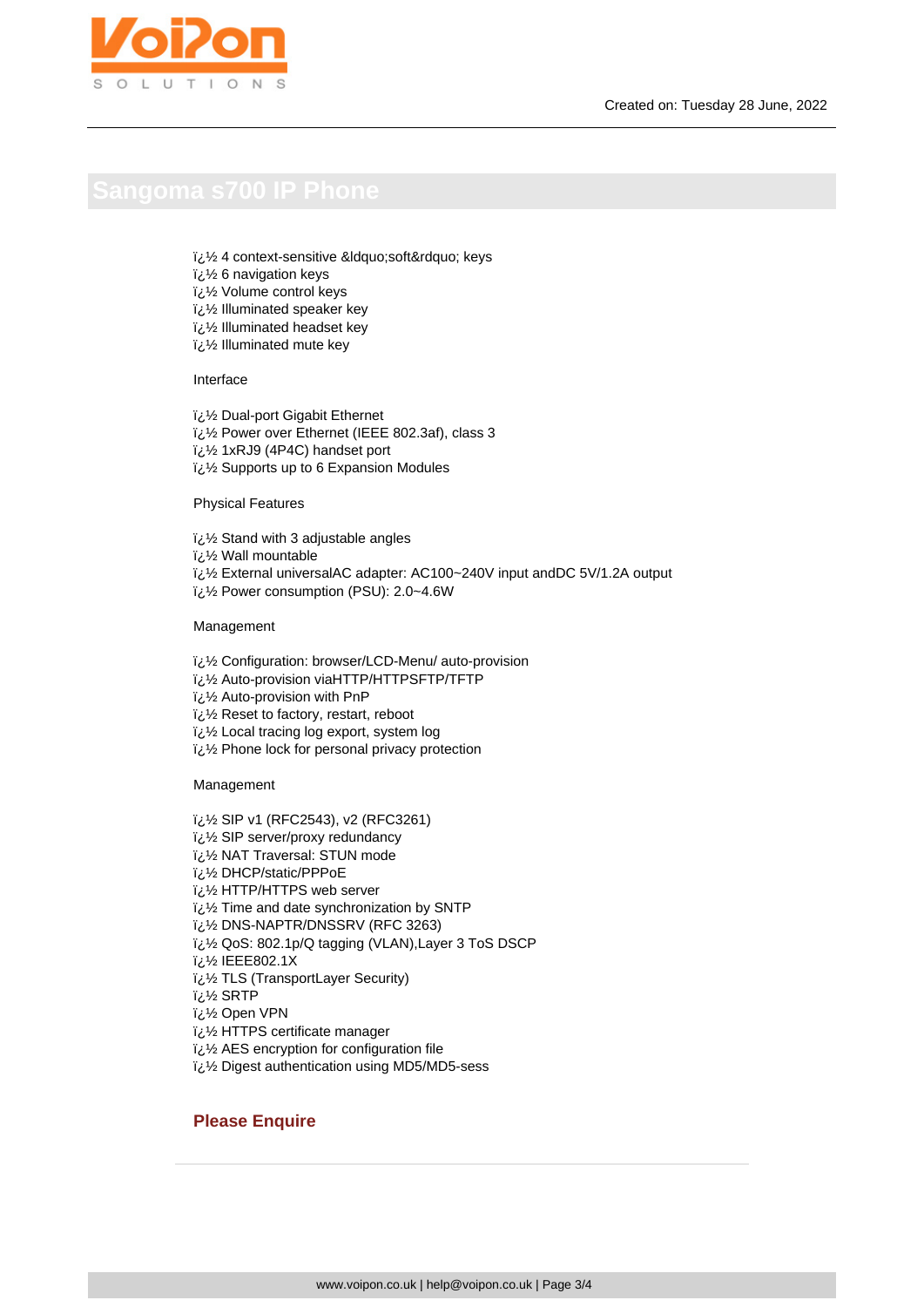# Sangoma s700 IP Phone

ï¿½ 4 context-sensitive &ldquo;soft&rdquo; keys
ï¿½ 6 navigation keys
ï¿½ Volume control keys
ï¿½ Illuminated speaker key
ï¿½ Illuminated headset key
ï¿½ Illuminated mute key

Interface

ï¿½ Dual-port Gigabit Ethernet
ï¿½ Power over Ethernet (IEEE 802.3af), class 3
ï¿½ 1xRJ9 (4P4C) handset port
ï¿½ Supports up to 6 Expansion Modules

Physical Features

ï¿½ Stand with 3 adjustable angles
ï¿½ Wall mountable
ï¿½ External universalAC adapter: AC100~240V input andDC 5V/1.2A output
ï¿½ Power consumption (PSU): 2.0~4.6W

Management

ï¿½ Configuration: browser/LCD-Menu/ auto-provision
ï¿½ Auto-provision viaHTTP/HTTPSFTP/TFTP
ï¿½ Auto-provision with PnP
ï¿½ Reset to factory, restart, reboot
ï¿½ Local tracing log export, system log
ï¿½ Phone lock for personal privacy protection

Management

ï¿½ SIP v1 (RFC2543), v2 (RFC3261)
ï¿½ SIP server/proxy redundancy
ï¿½ NAT Traversal: STUN mode
ï¿½ DHCP/static/PPPoE
ï¿½ HTTP/HTTPS web server
ï¿½ Time and date synchronization by SNTP
ï¿½ DNS-NAPTR/DNSSRV (RFC 3263)
ï¿½ QoS: 802.1p/Q tagging (VLAN),Layer 3 ToS DSCP
ï¿½ IEEE802.1X
ï¿½ TLS (TransportLayer Security)
ï¿½ SRTP
ï¿½ Open VPN
ï¿½ HTTPS certificate manager
ï¿½ AES encryption for configuration file
ï¿½ Digest authentication using MD5/MD5-sess

**Please Enquire**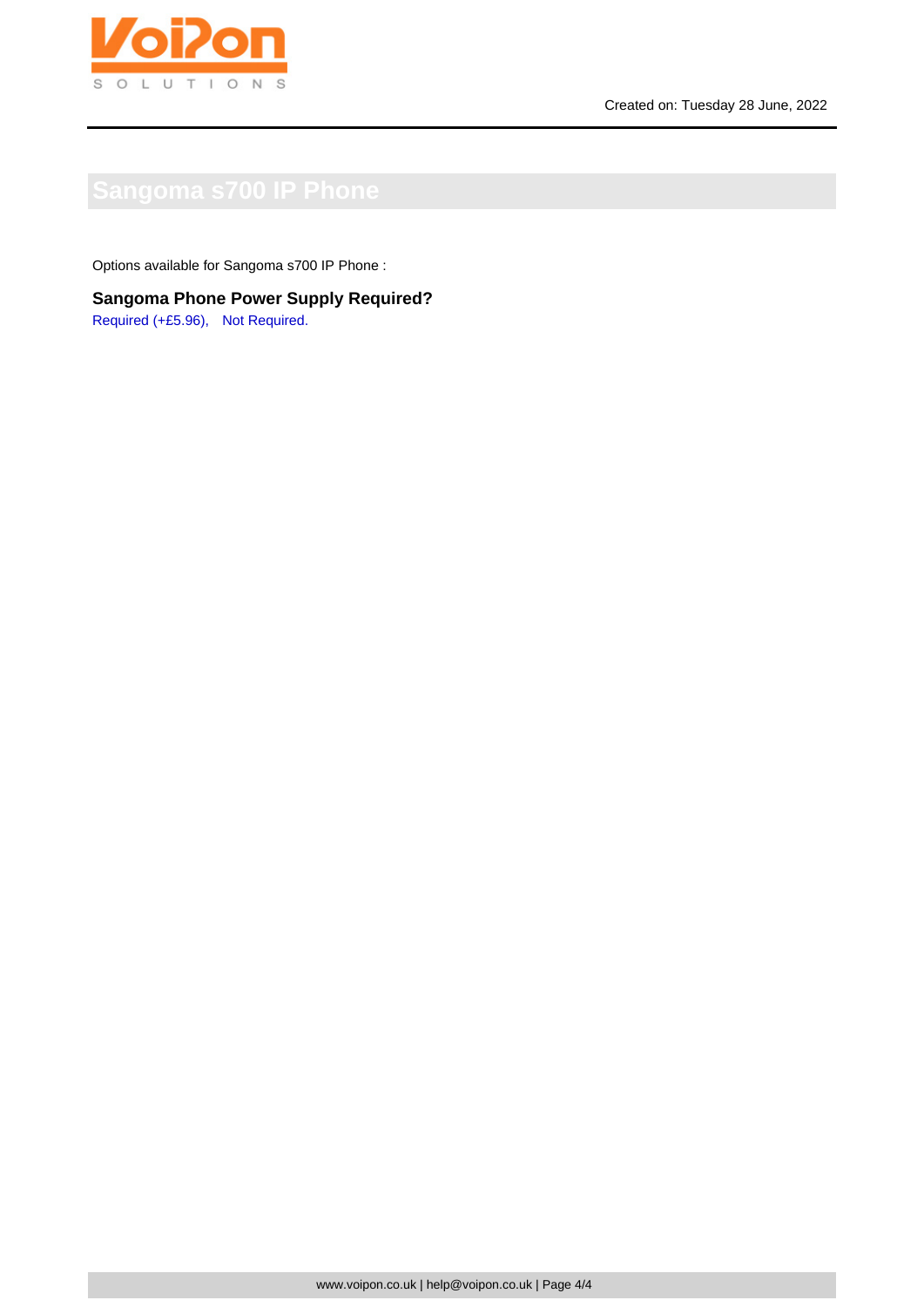# Sangoma s700 IP Phone

Options available for Sangoma s700 IP Phone :

**Sangoma Phone Power Supply Required?**

Required (+£5.96), Not Required.